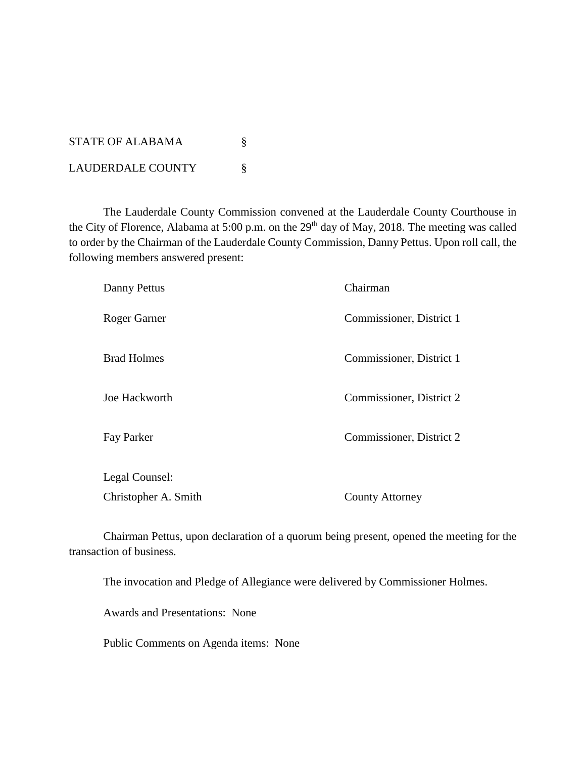STATE OF ALABAMA §

LAUDERDALE COUNTY §

The Lauderdale County Commission convened at the Lauderdale County Courthouse in the City of Florence, Alabama at 5:00 p.m. on the 29th day of May, 2018. The meeting was called to order by the Chairman of the Lauderdale County Commission, Danny Pettus. Upon roll call, the following members answered present:

| | |
|---|---|
| Danny Pettus | Chairman |
| Roger Garner | Commissioner, District 1 |
| Brad Holmes | Commissioner, District 1 |
| Joe Hackworth | Commissioner, District 2 |
| Fay Parker | Commissioner, District 2 |
| Legal Counsel: | |
| Christopher A. Smith | County Attorney |

Chairman Pettus, upon declaration of a quorum being present, opened the meeting for the transaction of business.

The invocation and Pledge of Allegiance were delivered by Commissioner Holmes.

Awards and Presentations: None

Public Comments on Agenda items: None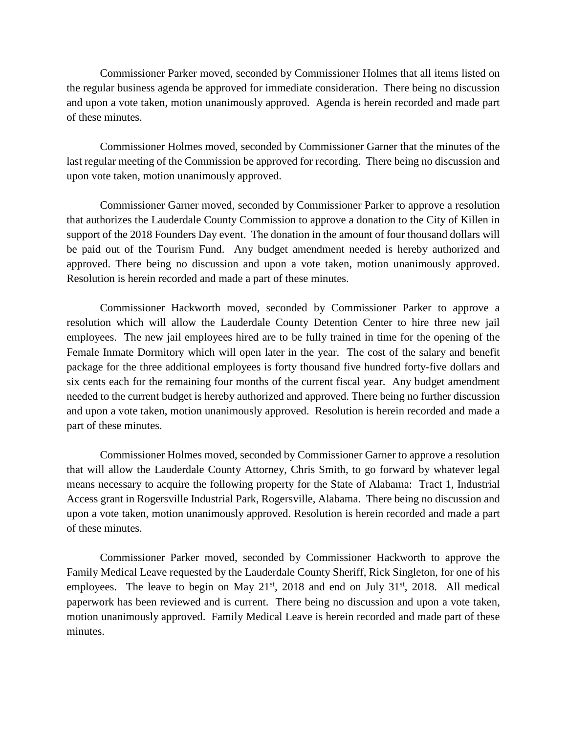Commissioner Parker moved, seconded by Commissioner Holmes that all items listed on the regular business agenda be approved for immediate consideration. There being no discussion and upon a vote taken, motion unanimously approved. Agenda is herein recorded and made part of these minutes.

Commissioner Holmes moved, seconded by Commissioner Garner that the minutes of the last regular meeting of the Commission be approved for recording. There being no discussion and upon vote taken, motion unanimously approved.

Commissioner Garner moved, seconded by Commissioner Parker to approve a resolution that authorizes the Lauderdale County Commission to approve a donation to the City of Killen in support of the 2018 Founders Day event. The donation in the amount of four thousand dollars will be paid out of the Tourism Fund. Any budget amendment needed is hereby authorized and approved. There being no discussion and upon a vote taken, motion unanimously approved. Resolution is herein recorded and made a part of these minutes.

Commissioner Hackworth moved, seconded by Commissioner Parker to approve a resolution which will allow the Lauderdale County Detention Center to hire three new jail employees. The new jail employees hired are to be fully trained in time for the opening of the Female Inmate Dormitory which will open later in the year. The cost of the salary and benefit package for the three additional employees is forty thousand five hundred forty-five dollars and six cents each for the remaining four months of the current fiscal year. Any budget amendment needed to the current budget is hereby authorized and approved. There being no further discussion and upon a vote taken, motion unanimously approved. Resolution is herein recorded and made a part of these minutes.

Commissioner Holmes moved, seconded by Commissioner Garner to approve a resolution that will allow the Lauderdale County Attorney, Chris Smith, to go forward by whatever legal means necessary to acquire the following property for the State of Alabama: Tract 1, Industrial Access grant in Rogersville Industrial Park, Rogersville, Alabama. There being no discussion and upon a vote taken, motion unanimously approved. Resolution is herein recorded and made a part of these minutes.

Commissioner Parker moved, seconded by Commissioner Hackworth to approve the Family Medical Leave requested by the Lauderdale County Sheriff, Rick Singleton, for one of his employees. The leave to begin on May 21st, 2018 and end on July 31st, 2018. All medical paperwork has been reviewed and is current. There being no discussion and upon a vote taken, motion unanimously approved. Family Medical Leave is herein recorded and made part of these minutes.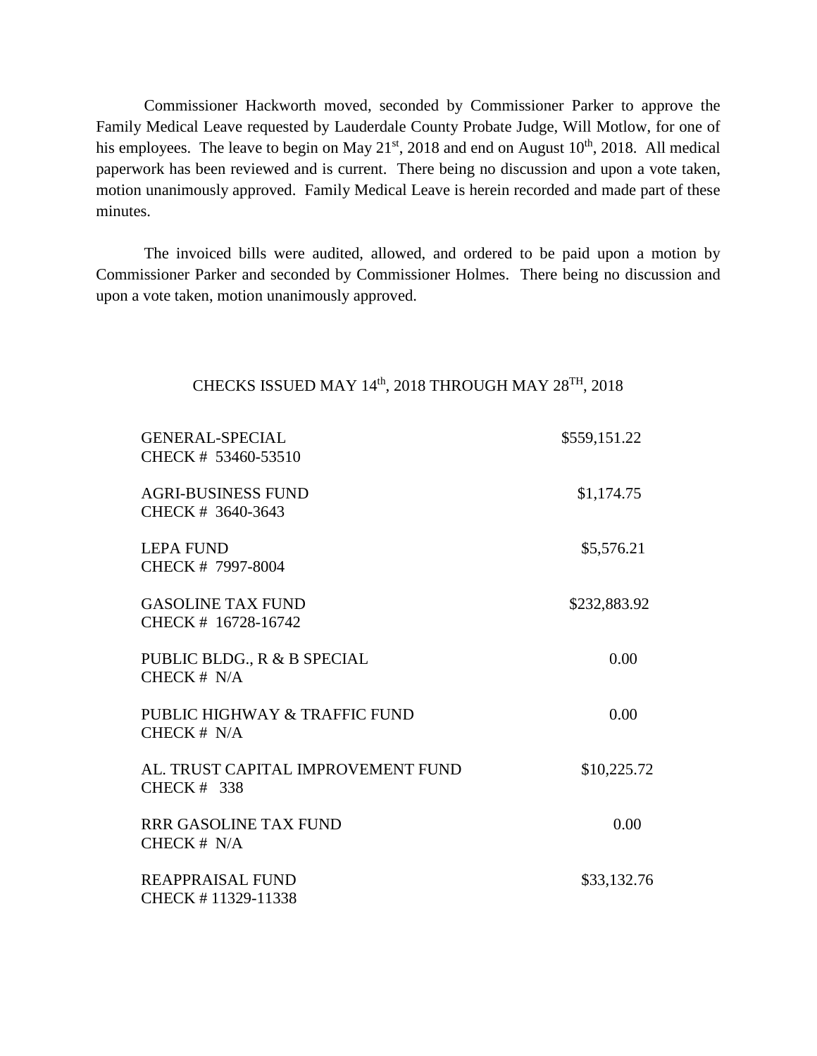Commissioner Hackworth moved, seconded by Commissioner Parker to approve the Family Medical Leave requested by Lauderdale County Probate Judge, Will Motlow, for one of his employees. The leave to begin on May 21st, 2018 and end on August 10th, 2018. All medical paperwork has been reviewed and is current. There being no discussion and upon a vote taken, motion unanimously approved. Family Medical Leave is herein recorded and made part of these minutes.

The invoiced bills were audited, allowed, and ordered to be paid upon a motion by Commissioner Parker and seconded by Commissioner Holmes. There being no discussion and upon a vote taken, motion unanimously approved.

CHECKS ISSUED MAY 14th, 2018 THROUGH MAY 28TH, 2018

| | |
|---|---|
| GENERAL-SPECIAL<br>CHECK # 53460-53510 | $559,151.22 |
| AGRI-BUSINESS FUND<br>CHECK # 3640-3643 | $1,174.75 |
| LEPA FUND<br>CHECK # 7997-8004 | $5,576.21 |
| GASOLINE TAX FUND<br>CHECK # 16728-16742 | $232,883.92 |
| PUBLIC BLDG., R & B SPECIAL<br>CHECK # N/A | 0.00 |
| PUBLIC HIGHWAY & TRAFFIC FUND<br>CHECK # N/A | 0.00 |
| AL. TRUST CAPITAL IMPROVEMENT FUND<br>CHECK # 338 | $10,225.72 |
| RRR GASOLINE TAX FUND<br>CHECK # N/A | 0.00 |
| REAPPRAISAL FUND<br>CHECK # 11329-11338 | $33,132.76 |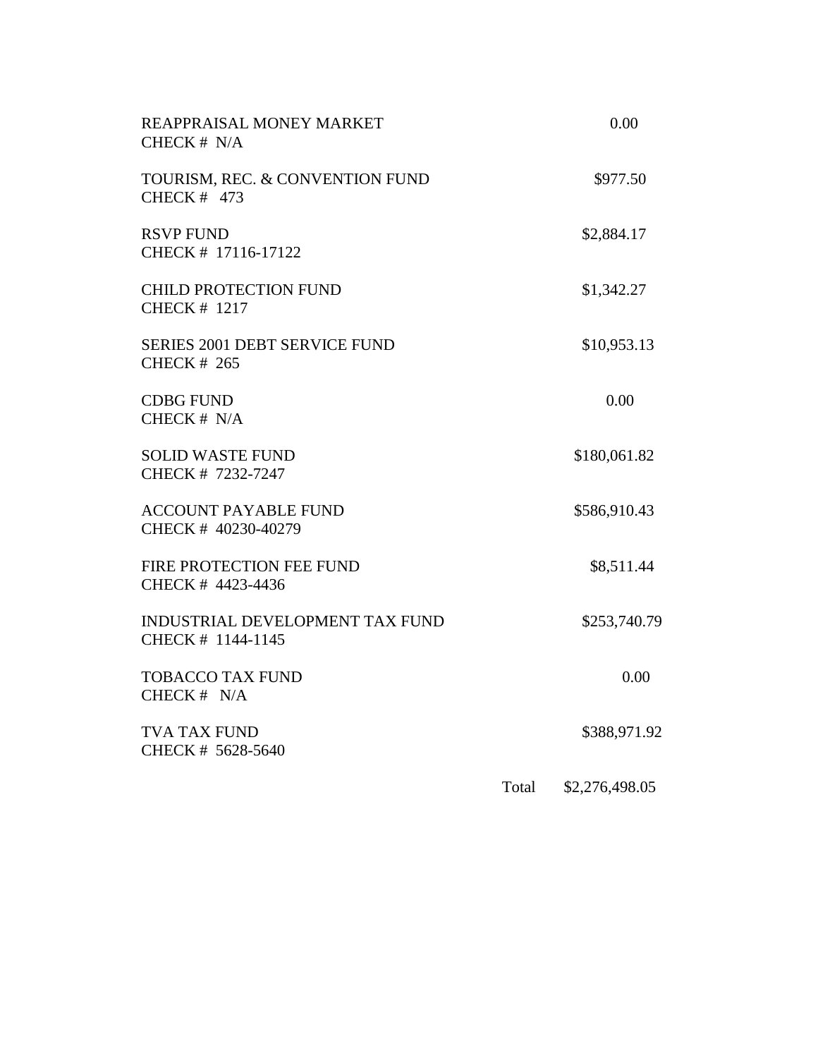| Fund | Amount |
|---|---|
| REAPPRAISAL MONEY MARKET<br>CHECK # N/A | 0.00 |
| TOURISM, REC. & CONVENTION FUND<br>CHECK # 473 | $977.50 |
| RSVP FUND<br>CHECK # 17116-17122 | $2,884.17 |
| CHILD PROTECTION FUND<br>CHECK # 1217 | $1,342.27 |
| SERIES 2001 DEBT SERVICE FUND<br>CHECK # 265 | $10,953.13 |
| CDBG FUND<br>CHECK # N/A | 0.00 |
| SOLID WASTE FUND<br>CHECK # 7232-7247 | $180,061.82 |
| ACCOUNT PAYABLE FUND<br>CHECK # 40230-40279 | $586,910.43 |
| FIRE PROTECTION FEE FUND<br>CHECK # 4423-4436 | $8,511.44 |
| INDUSTRIAL DEVELOPMENT TAX FUND<br>CHECK # 1144-1145 | $253,740.79 |
| TOBACCO TAX FUND<br>CHECK # N/A | 0.00 |
| TVA TAX FUND<br>CHECK # 5628-5640 | $388,971.92 |
| Total | $2,276,498.05 |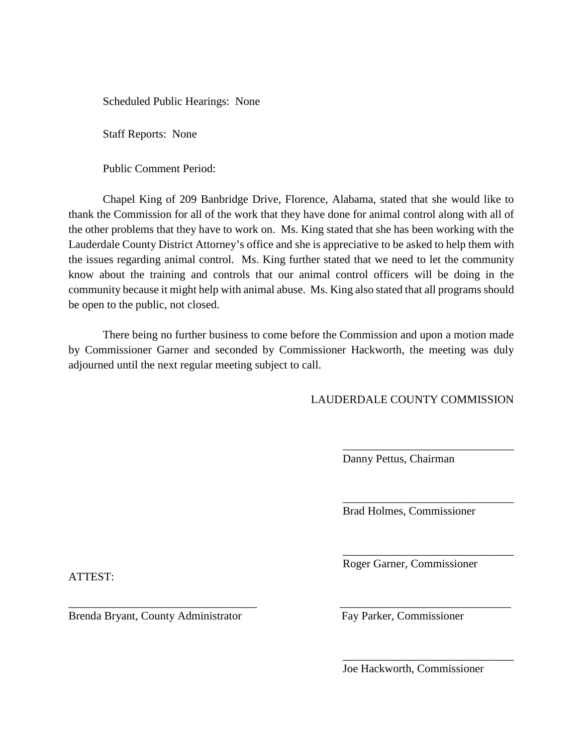Scheduled Public Hearings: None

Staff Reports: None

Public Comment Period:

Chapel King of 209 Banbridge Drive, Florence, Alabama, stated that she would like to thank the Commission for all of the work that they have done for animal control along with all of the other problems that they have to work on. Ms. King stated that she has been working with the Lauderdale County District Attorney's office and she is appreciative to be asked to help them with the issues regarding animal control. Ms. King further stated that we need to let the community know about the training and controls that our animal control officers will be doing in the community because it might help with animal abuse. Ms. King also stated that all programs should be open to the public, not closed.

There being no further business to come before the Commission and upon a motion made by Commissioner Garner and seconded by Commissioner Hackworth, the meeting was duly adjourned until the next regular meeting subject to call.

LAUDERDALE COUNTY COMMISSION

______________________________
Danny Pettus, Chairman

______________________________
Brad Holmes, Commissioner

______________________________
Roger Garner, Commissioner

ATTEST:

______________________________
Brenda Bryant, County Administrator

______________________________
Fay Parker, Commissioner

______________________________
Joe Hackworth, Commissioner